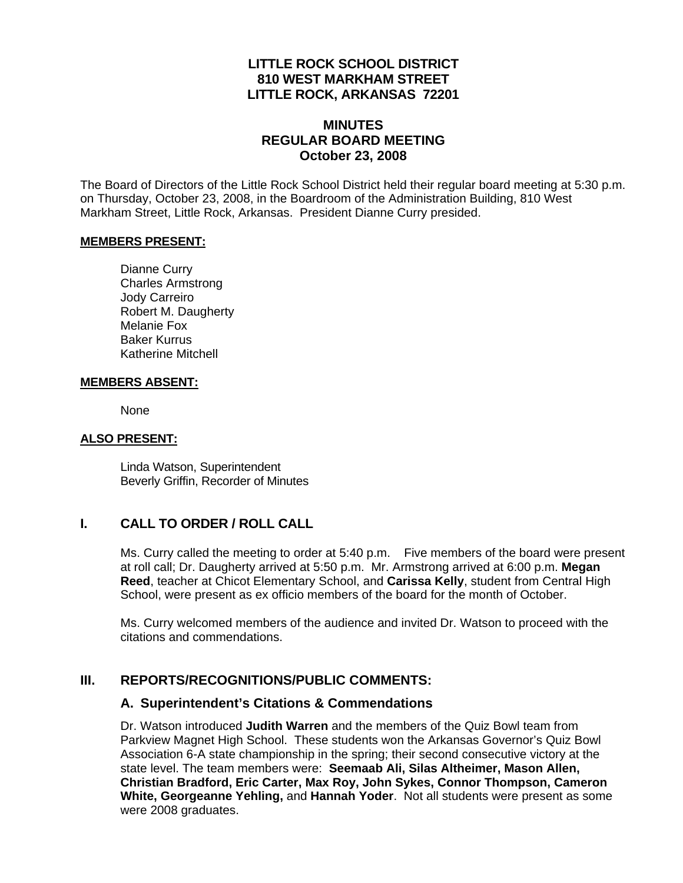# LITTLE ROCK SCHOOL DISTRICT
# 810 WEST MARKHAM STREET
# LITTLE ROCK, ARKANSAS 72201

## MINUTES
## REGULAR BOARD MEETING
## October 23, 2008

The Board of Directors of the Little Rock School District held their regular board meeting at 5:30 p.m. on Thursday, October 23, 2008, in the Boardroom of the Administration Building, 810 West Markham Street, Little Rock, Arkansas. President Dianne Curry presided.

**MEMBERS PRESENT:**

Dianne Curry
Charles Armstrong
Jody Carreiro
Robert M. Daugherty
Melanie Fox
Baker Kurrus
Katherine Mitchell

**MEMBERS ABSENT:**

None

**ALSO PRESENT:**

Linda Watson, Superintendent
Beverly Griffin, Recorder of Minutes

## I. CALL TO ORDER / ROLL CALL

Ms. Curry called the meeting to order at 5:40 p.m. Five members of the board were present at roll call; Dr. Daugherty arrived at 5:50 p.m. Mr. Armstrong arrived at 6:00 p.m. **Megan Reed**, teacher at Chicot Elementary School, and **Carissa Kelly**, student from Central High School, were present as ex officio members of the board for the month of October.

Ms. Curry welcomed members of the audience and invited Dr. Watson to proceed with the citations and commendations.

## III. REPORTS/RECOGNITIONS/PUBLIC COMMENTS:

### A. Superintendent's Citations & Commendations

Dr. Watson introduced **Judith Warren** and the members of the Quiz Bowl team from Parkview Magnet High School. These students won the Arkansas Governor's Quiz Bowl Association 6-A state championship in the spring; their second consecutive victory at the state level. The team members were: **Seemaab Ali, Silas Altheimer, Mason Allen, Christian Bradford, Eric Carter, Max Roy, John Sykes, Connor Thompson, Cameron White, Georgeanne Yehling,** and **Hannah Yoder**. Not all students were present as some were 2008 graduates.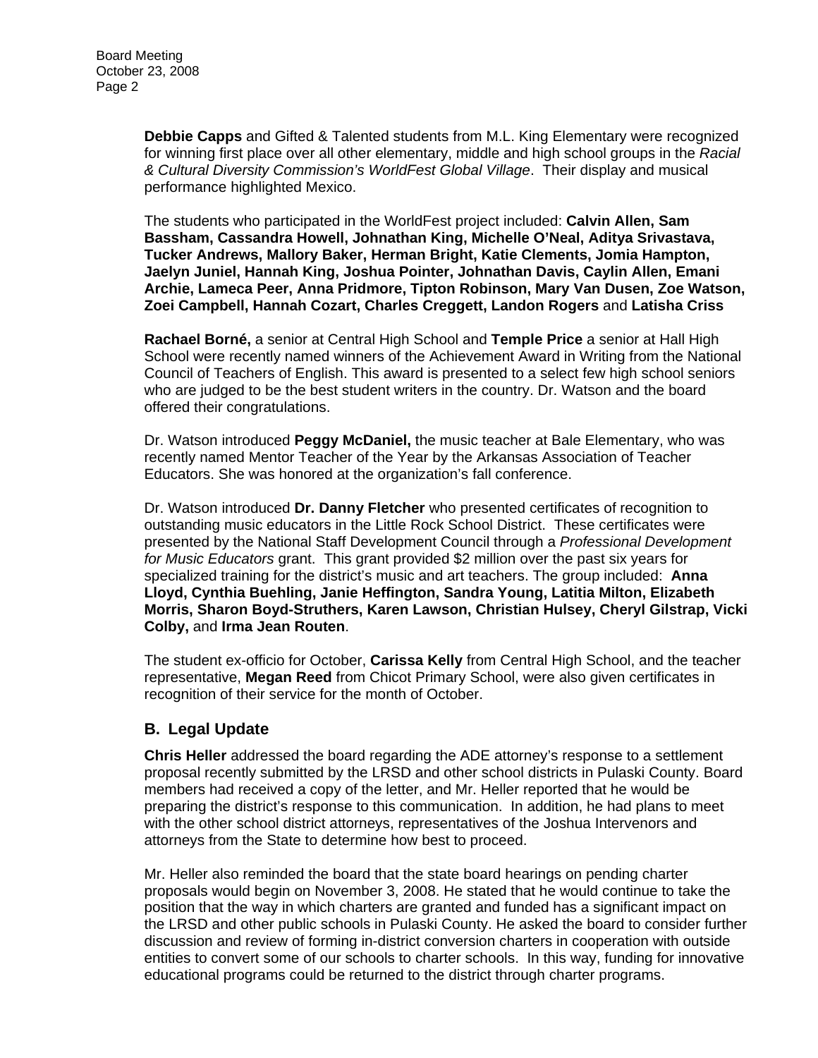**Debbie Capps** and Gifted & Talented students from M.L. King Elementary were recognized for winning first place over all other elementary, middle and high school groups in the *Racial & Cultural Diversity Commission's WorldFest Global Village*. Their display and musical performance highlighted Mexico.

The students who participated in the WorldFest project included: **Calvin Allen, Sam Bassham, Cassandra Howell, Johnathan King, Michelle O'Neal, Aditya Srivastava, Tucker Andrews, Mallory Baker, Herman Bright, Katie Clements, Jomia Hampton, Jaelyn Juniel, Hannah King, Joshua Pointer, Johnathan Davis, Caylin Allen, Emani Archie, Lameca Peer, Anna Pridmore, Tipton Robinson, Mary Van Dusen, Zoe Watson, Zoei Campbell, Hannah Cozart, Charles Creggett, Landon Rogers** and **Latisha Criss**

**Rachael Borné,** a senior at Central High School and **Temple Price** a senior at Hall High School were recently named winners of the Achievement Award in Writing from the National Council of Teachers of English. This award is presented to a select few high school seniors who are judged to be the best student writers in the country. Dr. Watson and the board offered their congratulations.

Dr. Watson introduced **Peggy McDaniel,** the music teacher at Bale Elementary, who was recently named Mentor Teacher of the Year by the Arkansas Association of Teacher Educators. She was honored at the organization's fall conference.

Dr. Watson introduced **Dr. Danny Fletcher** who presented certificates of recognition to outstanding music educators in the Little Rock School District. These certificates were presented by the National Staff Development Council through a *Professional Development for Music Educators* grant. This grant provided $2 million over the past six years for specialized training for the district's music and art teachers. The group included: **Anna Lloyd, Cynthia Buehling, Janie Heffington, Sandra Young, Latitia Milton, Elizabeth Morris, Sharon Boyd-Struthers, Karen Lawson, Christian Hulsey, Cheryl Gilstrap, Vicki Colby,** and **Irma Jean Routen**.

The student ex-officio for October, **Carissa Kelly** from Central High School, and the teacher representative, **Megan Reed** from Chicot Primary School, were also given certificates in recognition of their service for the month of October.

## B. Legal Update

**Chris Heller** addressed the board regarding the ADE attorney's response to a settlement proposal recently submitted by the LRSD and other school districts in Pulaski County. Board members had received a copy of the letter, and Mr. Heller reported that he would be preparing the district's response to this communication. In addition, he had plans to meet with the other school district attorneys, representatives of the Joshua Intervenors and attorneys from the State to determine how best to proceed.

Mr. Heller also reminded the board that the state board hearings on pending charter proposals would begin on November 3, 2008. He stated that he would continue to take the position that the way in which charters are granted and funded has a significant impact on the LRSD and other public schools in Pulaski County. He asked the board to consider further discussion and review of forming in-district conversion charters in cooperation with outside entities to convert some of our schools to charter schools. In this way, funding for innovative educational programs could be returned to the district through charter programs.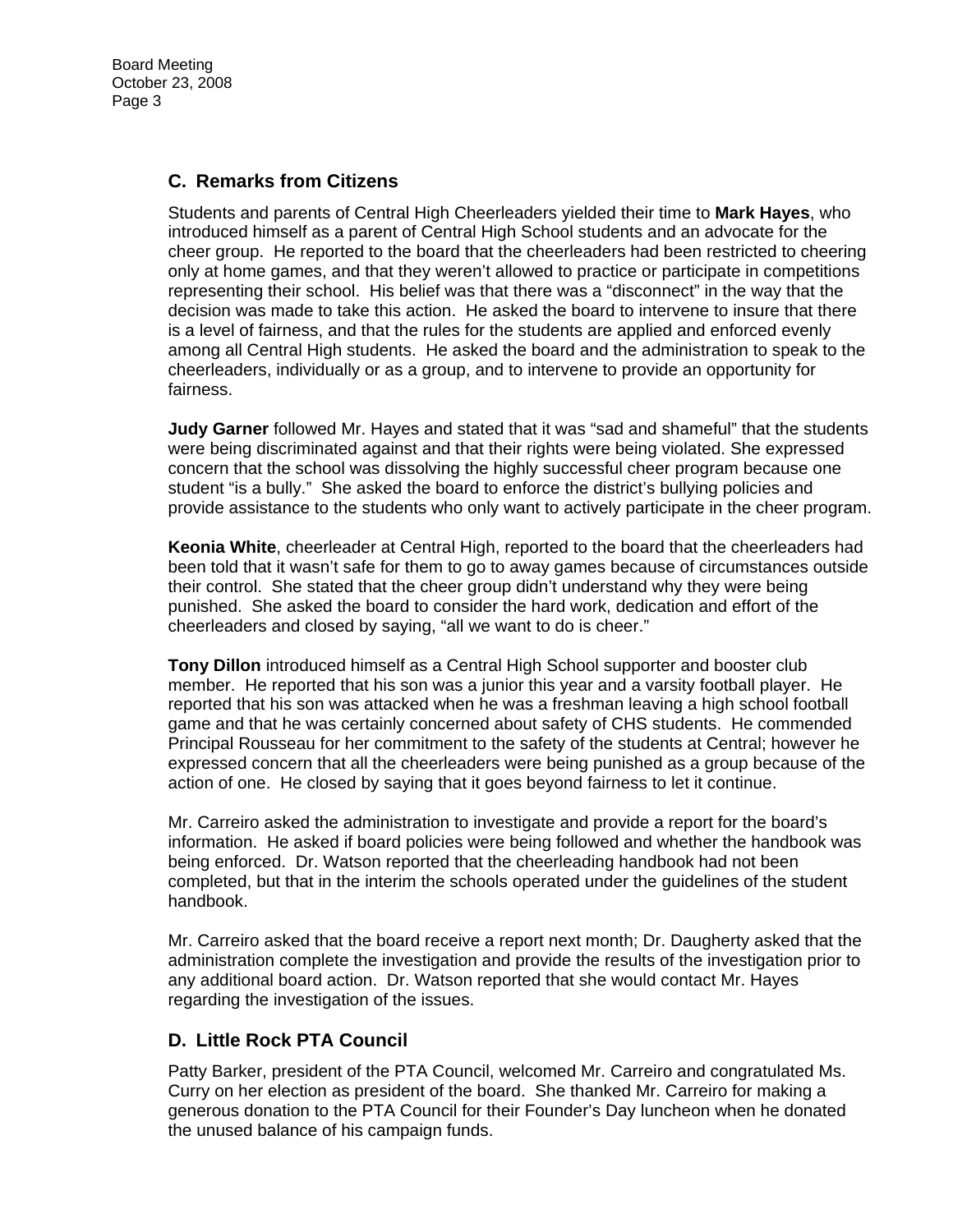## C. Remarks from Citizens

Students and parents of Central High Cheerleaders yielded their time to **Mark Hayes**, who introduced himself as a parent of Central High School students and an advocate for the cheer group. He reported to the board that the cheerleaders had been restricted to cheering only at home games, and that they weren't allowed to practice or participate in competitions representing their school. His belief was that there was a "disconnect" in the way that the decision was made to take this action. He asked the board to intervene to insure that there is a level of fairness, and that the rules for the students are applied and enforced evenly among all Central High students. He asked the board and the administration to speak to the cheerleaders, individually or as a group, and to intervene to provide an opportunity for fairness.

**Judy Garner** followed Mr. Hayes and stated that it was "sad and shameful" that the students were being discriminated against and that their rights were being violated. She expressed concern that the school was dissolving the highly successful cheer program because one student "is a bully." She asked the board to enforce the district's bullying policies and provide assistance to the students who only want to actively participate in the cheer program.

**Keonia White**, cheerleader at Central High, reported to the board that the cheerleaders had been told that it wasn't safe for them to go to away games because of circumstances outside their control. She stated that the cheer group didn't understand why they were being punished. She asked the board to consider the hard work, dedication and effort of the cheerleaders and closed by saying, "all we want to do is cheer."

**Tony Dillon** introduced himself as a Central High School supporter and booster club member. He reported that his son was a junior this year and a varsity football player. He reported that his son was attacked when he was a freshman leaving a high school football game and that he was certainly concerned about safety of CHS students. He commended Principal Rousseau for her commitment to the safety of the students at Central; however he expressed concern that all the cheerleaders were being punished as a group because of the action of one. He closed by saying that it goes beyond fairness to let it continue.

Mr. Carreiro asked the administration to investigate and provide a report for the board's information. He asked if board policies were being followed and whether the handbook was being enforced. Dr. Watson reported that the cheerleading handbook had not been completed, but that in the interim the schools operated under the guidelines of the student handbook.

Mr. Carreiro asked that the board receive a report next month; Dr. Daugherty asked that the administration complete the investigation and provide the results of the investigation prior to any additional board action. Dr. Watson reported that she would contact Mr. Hayes regarding the investigation of the issues.

## D. Little Rock PTA Council

Patty Barker, president of the PTA Council, welcomed Mr. Carreiro and congratulated Ms. Curry on her election as president of the board. She thanked Mr. Carreiro for making a generous donation to the PTA Council for their Founder's Day luncheon when he donated the unused balance of his campaign funds.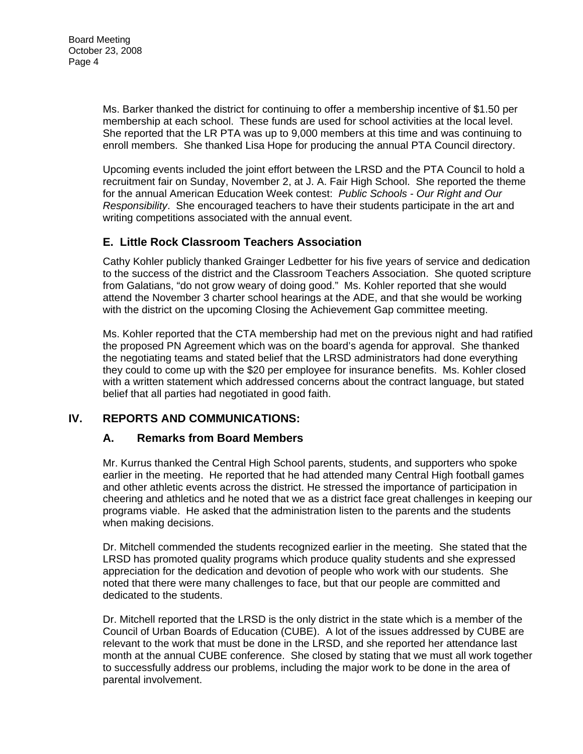Ms. Barker thanked the district for continuing to offer a membership incentive of $1.50 per membership at each school. These funds are used for school activities at the local level. She reported that the LR PTA was up to 9,000 members at this time and was continuing to enroll members. She thanked Lisa Hope for producing the annual PTA Council directory.

Upcoming events included the joint effort between the LRSD and the PTA Council to hold a recruitment fair on Sunday, November 2, at J. A. Fair High School. She reported the theme for the annual American Education Week contest: *Public Schools - Our Right and Our Responsibility*. She encouraged teachers to have their students participate in the art and writing competitions associated with the annual event.

### E. Little Rock Classroom Teachers Association

Cathy Kohler publicly thanked Grainger Ledbetter for his five years of service and dedication to the success of the district and the Classroom Teachers Association. She quoted scripture from Galatians, "do not grow weary of doing good." Ms. Kohler reported that she would attend the November 3 charter school hearings at the ADE, and that she would be working with the district on the upcoming Closing the Achievement Gap committee meeting.

Ms. Kohler reported that the CTA membership had met on the previous night and had ratified the proposed PN Agreement which was on the board's agenda for approval. She thanked the negotiating teams and stated belief that the LRSD administrators had done everything they could to come up with the $20 per employee for insurance benefits. Ms. Kohler closed with a written statement which addressed concerns about the contract language, but stated belief that all parties had negotiated in good faith.

## IV. REPORTS AND COMMUNICATIONS:

### A. Remarks from Board Members

Mr. Kurrus thanked the Central High School parents, students, and supporters who spoke earlier in the meeting. He reported that he had attended many Central High football games and other athletic events across the district. He stressed the importance of participation in cheering and athletics and he noted that we as a district face great challenges in keeping our programs viable. He asked that the administration listen to the parents and the students when making decisions.

Dr. Mitchell commended the students recognized earlier in the meeting. She stated that the LRSD has promoted quality programs which produce quality students and she expressed appreciation for the dedication and devotion of people who work with our students. She noted that there were many challenges to face, but that our people are committed and dedicated to the students.

Dr. Mitchell reported that the LRSD is the only district in the state which is a member of the Council of Urban Boards of Education (CUBE). A lot of the issues addressed by CUBE are relevant to the work that must be done in the LRSD, and she reported her attendance last month at the annual CUBE conference. She closed by stating that we must all work together to successfully address our problems, including the major work to be done in the area of parental involvement.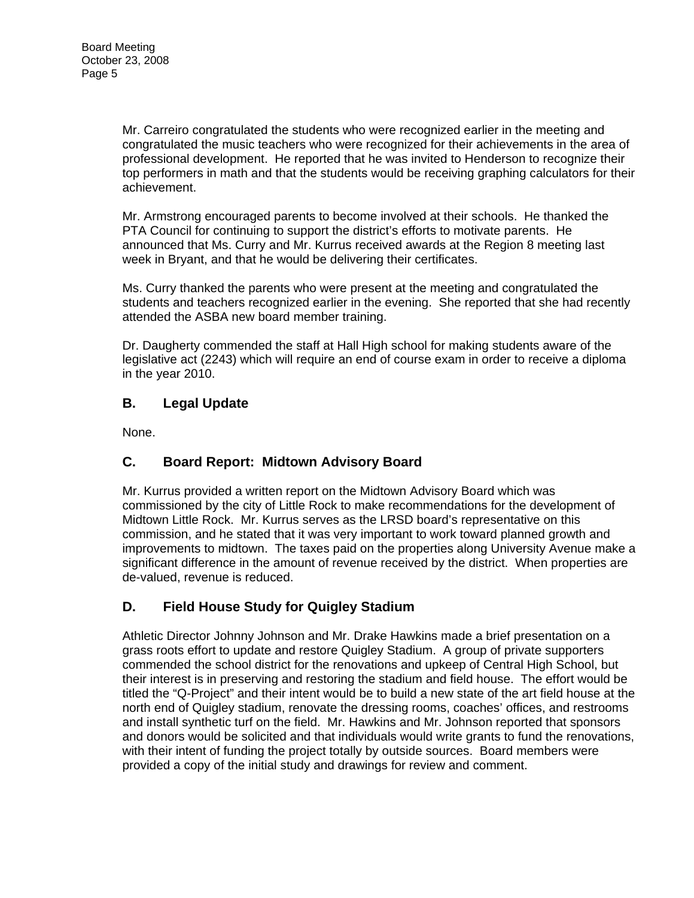Mr. Carreiro congratulated the students who were recognized earlier in the meeting and congratulated the music teachers who were recognized for their achievements in the area of professional development. He reported that he was invited to Henderson to recognize their top performers in math and that the students would be receiving graphing calculators for their achievement.

Mr. Armstrong encouraged parents to become involved at their schools. He thanked the PTA Council for continuing to support the district's efforts to motivate parents. He announced that Ms. Curry and Mr. Kurrus received awards at the Region 8 meeting last week in Bryant, and that he would be delivering their certificates.

Ms. Curry thanked the parents who were present at the meeting and congratulated the students and teachers recognized earlier in the evening. She reported that she had recently attended the ASBA new board member training.

Dr. Daugherty commended the staff at Hall High school for making students aware of the legislative act (2243) which will require an end of course exam in order to receive a diploma in the year 2010.

## B. Legal Update

None.

## C. Board Report: Midtown Advisory Board

Mr. Kurrus provided a written report on the Midtown Advisory Board which was commissioned by the city of Little Rock to make recommendations for the development of Midtown Little Rock. Mr. Kurrus serves as the LRSD board's representative on this commission, and he stated that it was very important to work toward planned growth and improvements to midtown. The taxes paid on the properties along University Avenue make a significant difference in the amount of revenue received by the district. When properties are de-valued, revenue is reduced.

## D. Field House Study for Quigley Stadium

Athletic Director Johnny Johnson and Mr. Drake Hawkins made a brief presentation on a grass roots effort to update and restore Quigley Stadium. A group of private supporters commended the school district for the renovations and upkeep of Central High School, but their interest is in preserving and restoring the stadium and field house. The effort would be titled the "Q-Project" and their intent would be to build a new state of the art field house at the north end of Quigley stadium, renovate the dressing rooms, coaches' offices, and restrooms and install synthetic turf on the field. Mr. Hawkins and Mr. Johnson reported that sponsors and donors would be solicited and that individuals would write grants to fund the renovations, with their intent of funding the project totally by outside sources. Board members were provided a copy of the initial study and drawings for review and comment.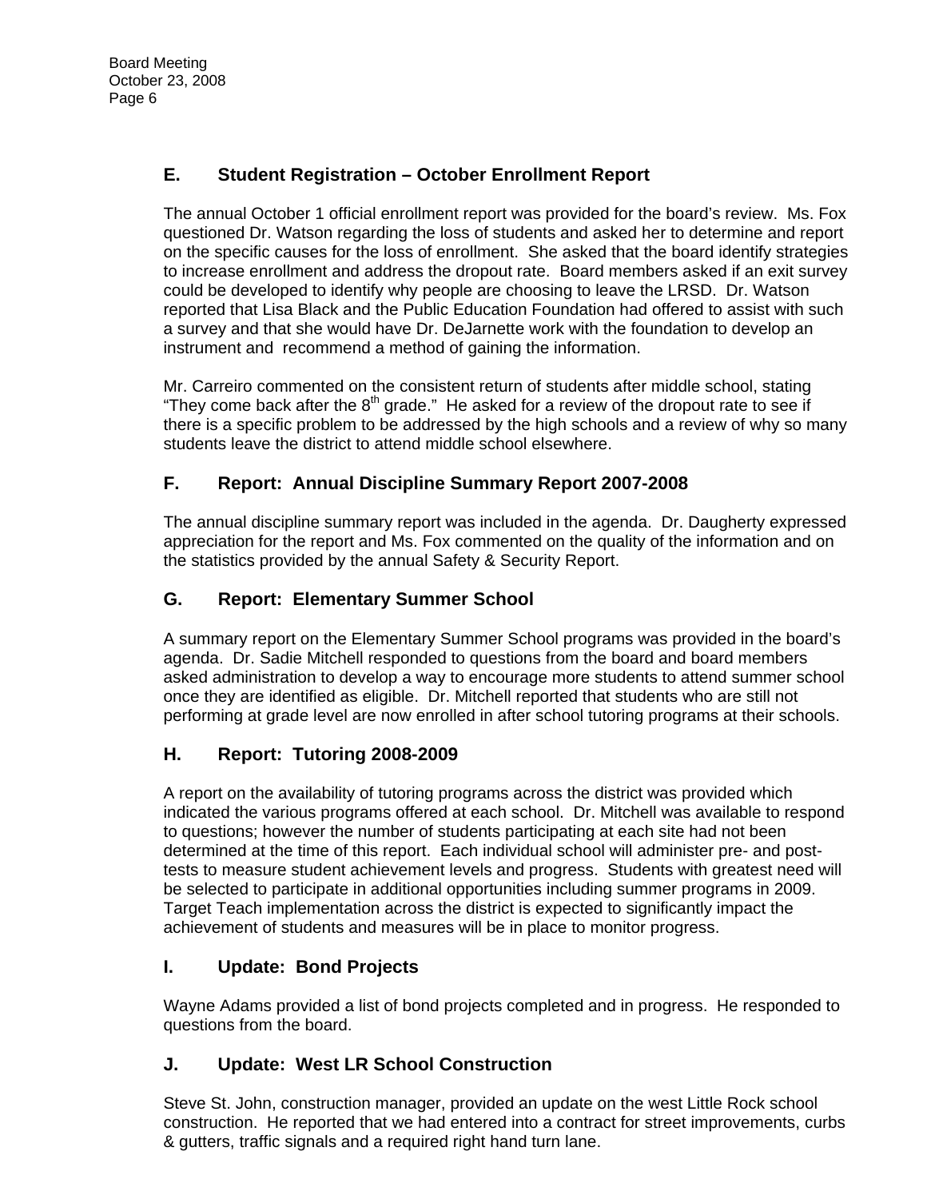## E. Student Registration – October Enrollment Report

The annual October 1 official enrollment report was provided for the board's review. Ms. Fox questioned Dr. Watson regarding the loss of students and asked her to determine and report on the specific causes for the loss of enrollment. She asked that the board identify strategies to increase enrollment and address the dropout rate. Board members asked if an exit survey could be developed to identify why people are choosing to leave the LRSD. Dr. Watson reported that Lisa Black and the Public Education Foundation had offered to assist with such a survey and that she would have Dr. DeJarnette work with the foundation to develop an instrument and recommend a method of gaining the information.

Mr. Carreiro commented on the consistent return of students after middle school, stating "They come back after the 8th grade." He asked for a review of the dropout rate to see if there is a specific problem to be addressed by the high schools and a review of why so many students leave the district to attend middle school elsewhere.

## F. Report: Annual Discipline Summary Report 2007-2008

The annual discipline summary report was included in the agenda. Dr. Daugherty expressed appreciation for the report and Ms. Fox commented on the quality of the information and on the statistics provided by the annual Safety & Security Report.

## G. Report: Elementary Summer School

A summary report on the Elementary Summer School programs was provided in the board's agenda. Dr. Sadie Mitchell responded to questions from the board and board members asked administration to develop a way to encourage more students to attend summer school once they are identified as eligible. Dr. Mitchell reported that students who are still not performing at grade level are now enrolled in after school tutoring programs at their schools.

## H. Report: Tutoring 2008-2009

A report on the availability of tutoring programs across the district was provided which indicated the various programs offered at each school. Dr. Mitchell was available to respond to questions; however the number of students participating at each site had not been determined at the time of this report. Each individual school will administer pre- and post-tests to measure student achievement levels and progress. Students with greatest need will be selected to participate in additional opportunities including summer programs in 2009. Target Teach implementation across the district is expected to significantly impact the achievement of students and measures will be in place to monitor progress.

## I. Update: Bond Projects

Wayne Adams provided a list of bond projects completed and in progress. He responded to questions from the board.

## J. Update: West LR School Construction

Steve St. John, construction manager, provided an update on the west Little Rock school construction. He reported that we had entered into a contract for street improvements, curbs & gutters, traffic signals and a required right hand turn lane.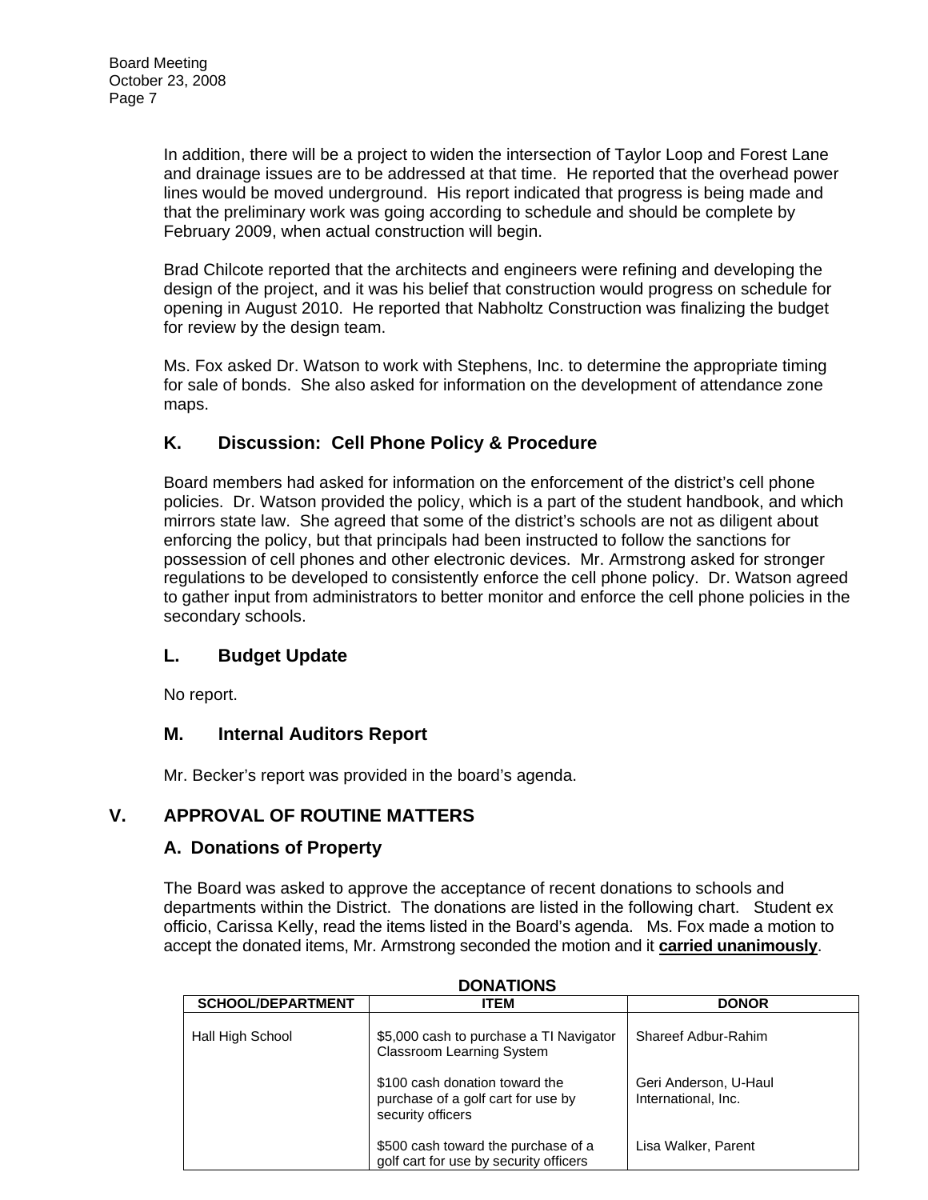In addition, there will be a project to widen the intersection of Taylor Loop and Forest Lane and drainage issues are to be addressed at that time. He reported that the overhead power lines would be moved underground. His report indicated that progress is being made and that the preliminary work was going according to schedule and should be complete by February 2009, when actual construction will begin.

Brad Chilcote reported that the architects and engineers were refining and developing the design of the project, and it was his belief that construction would progress on schedule for opening in August 2010. He reported that Nabholtz Construction was finalizing the budget for review by the design team.

Ms. Fox asked Dr. Watson to work with Stephens, Inc. to determine the appropriate timing for sale of bonds. She also asked for information on the development of attendance zone maps.

### K. Discussion: Cell Phone Policy & Procedure

Board members had asked for information on the enforcement of the district's cell phone policies. Dr. Watson provided the policy, which is a part of the student handbook, and which mirrors state law. She agreed that some of the district's schools are not as diligent about enforcing the policy, but that principals had been instructed to follow the sanctions for possession of cell phones and other electronic devices. Mr. Armstrong asked for stronger regulations to be developed to consistently enforce the cell phone policy. Dr. Watson agreed to gather input from administrators to better monitor and enforce the cell phone policies in the secondary schools.

### L. Budget Update

No report.

### M. Internal Auditors Report

Mr. Becker's report was provided in the board's agenda.

## V. APPROVAL OF ROUTINE MATTERS

### A. Donations of Property

The Board was asked to approve the acceptance of recent donations to schools and departments within the District. The donations are listed in the following chart. Student ex officio, Carissa Kelly, read the items listed in the Board's agenda. Ms. Fox made a motion to accept the donated items, Mr. Armstrong seconded the motion and it **carried unanimously**.

**DONATIONS**

| SCHOOL/DEPARTMENT | ITEM | DONOR |
|---|---|---|
| Hall High School | $5,000 cash to purchase a TI Navigator Classroom Learning System | Shareef Adbur-Rahim |
| | $100 cash donation toward the purchase of a golf cart for use by security officers | Geri Anderson, U-Haul International, Inc. |
| | $500 cash toward the purchase of a golf cart for use by security officers | Lisa Walker, Parent |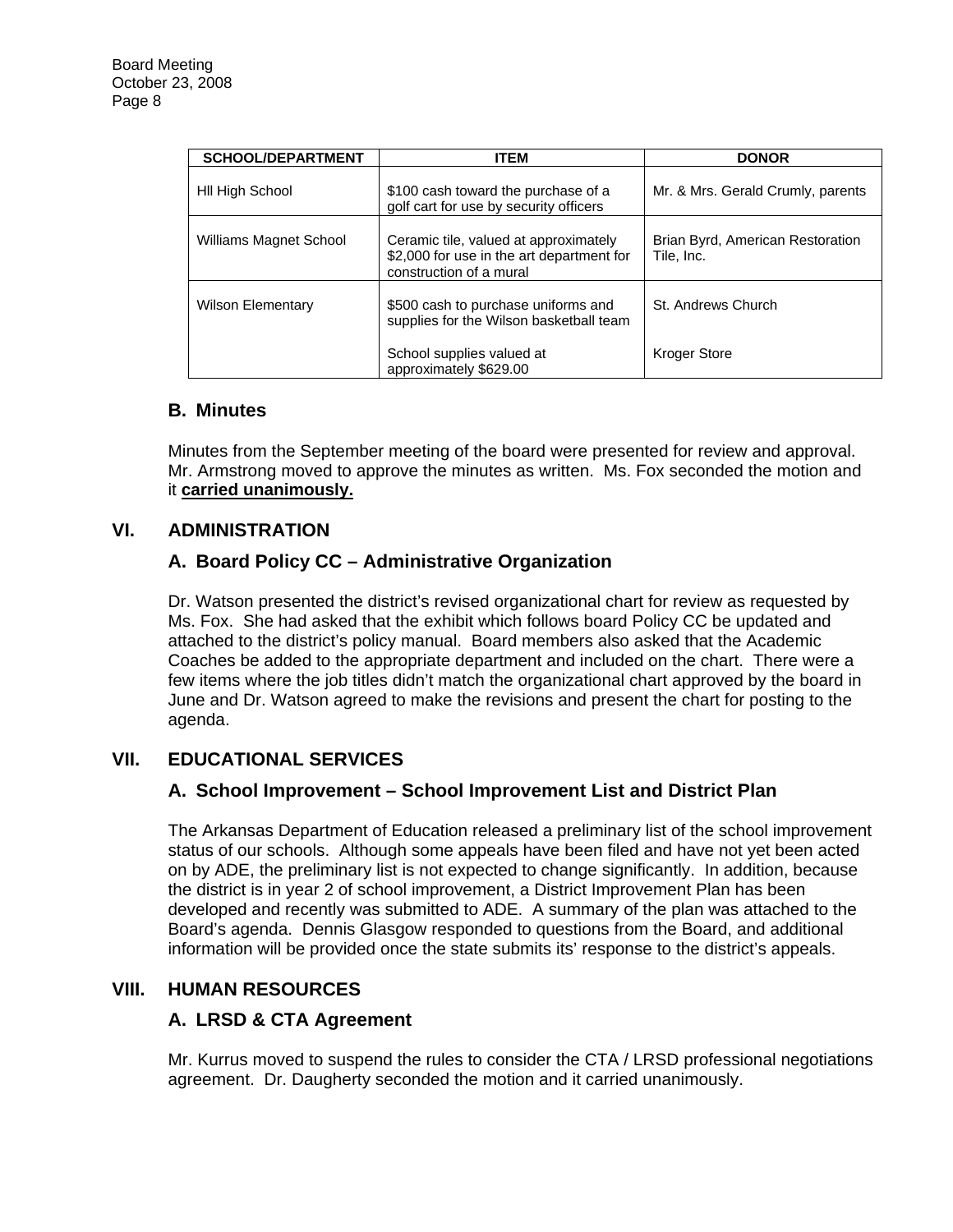| SCHOOL/DEPARTMENT | ITEM | DONOR |
|---|---|---|
| Hll High School | $100 cash toward the purchase of a golf cart for use by security officers | Mr. & Mrs. Gerald Crumly, parents |
| Williams Magnet School | Ceramic tile, valued at approximately $2,000 for use in the art department for construction of a mural | Brian Byrd, American Restoration Tile, Inc. |
| Wilson Elementary | $500 cash to purchase uniforms and supplies for the Wilson basketball team | St. Andrews Church |
| | School supplies valued at approximately $629.00 | Kroger Store |

### B. Minutes

Minutes from the September meeting of the board were presented for review and approval. Mr. Armstrong moved to approve the minutes as written. Ms. Fox seconded the motion and it **carried unanimously.**

## VI. ADMINISTRATION

### A. Board Policy CC – Administrative Organization

Dr. Watson presented the district's revised organizational chart for review as requested by Ms. Fox. She had asked that the exhibit which follows board Policy CC be updated and attached to the district's policy manual. Board members also asked that the Academic Coaches be added to the appropriate department and included on the chart. There were a few items where the job titles didn't match the organizational chart approved by the board in June and Dr. Watson agreed to make the revisions and present the chart for posting to the agenda.

## VII. EDUCATIONAL SERVICES

### A. School Improvement – School Improvement List and District Plan

The Arkansas Department of Education released a preliminary list of the school improvement status of our schools. Although some appeals have been filed and have not yet been acted on by ADE, the preliminary list is not expected to change significantly. In addition, because the district is in year 2 of school improvement, a District Improvement Plan has been developed and recently was submitted to ADE. A summary of the plan was attached to the Board's agenda. Dennis Glasgow responded to questions from the Board, and additional information will be provided once the state submits its' response to the district's appeals.

## VIII. HUMAN RESOURCES

### A. LRSD & CTA Agreement

Mr. Kurrus moved to suspend the rules to consider the CTA / LRSD professional negotiations agreement. Dr. Daugherty seconded the motion and it carried unanimously.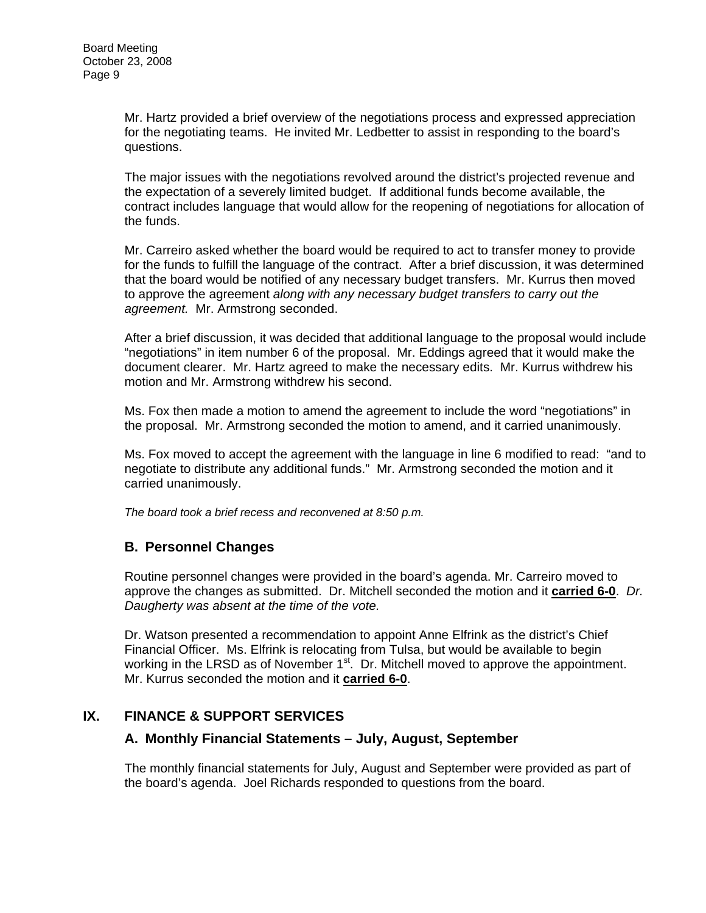Mr. Hartz provided a brief overview of the negotiations process and expressed appreciation for the negotiating teams. He invited Mr. Ledbetter to assist in responding to the board's questions.

The major issues with the negotiations revolved around the district's projected revenue and the expectation of a severely limited budget. If additional funds become available, the contract includes language that would allow for the reopening of negotiations for allocation of the funds.

Mr. Carreiro asked whether the board would be required to act to transfer money to provide for the funds to fulfill the language of the contract. After a brief discussion, it was determined that the board would be notified of any necessary budget transfers. Mr. Kurrus then moved to approve the agreement *along with any necessary budget transfers to carry out the agreement.* Mr. Armstrong seconded.

After a brief discussion, it was decided that additional language to the proposal would include "negotiations" in item number 6 of the proposal. Mr. Eddings agreed that it would make the document clearer. Mr. Hartz agreed to make the necessary edits. Mr. Kurrus withdrew his motion and Mr. Armstrong withdrew his second.

Ms. Fox then made a motion to amend the agreement to include the word "negotiations" in the proposal. Mr. Armstrong seconded the motion to amend, and it carried unanimously.

Ms. Fox moved to accept the agreement with the language in line 6 modified to read: "and to negotiate to distribute any additional funds." Mr. Armstrong seconded the motion and it carried unanimously.

*The board took a brief recess and reconvened at 8:50 p.m.*

### B. Personnel Changes

Routine personnel changes were provided in the board's agenda. Mr. Carreiro moved to approve the changes as submitted. Dr. Mitchell seconded the motion and it **carried 6-0**. *Dr. Daugherty was absent at the time of the vote.*

Dr. Watson presented a recommendation to appoint Anne Elfrink as the district's Chief Financial Officer. Ms. Elfrink is relocating from Tulsa, but would be available to begin working in the LRSD as of November 1st. Dr. Mitchell moved to approve the appointment. Mr. Kurrus seconded the motion and it **carried 6-0**.

## IX. FINANCE & SUPPORT SERVICES

### A. Monthly Financial Statements – July, August, September

The monthly financial statements for July, August and September were provided as part of the board's agenda. Joel Richards responded to questions from the board.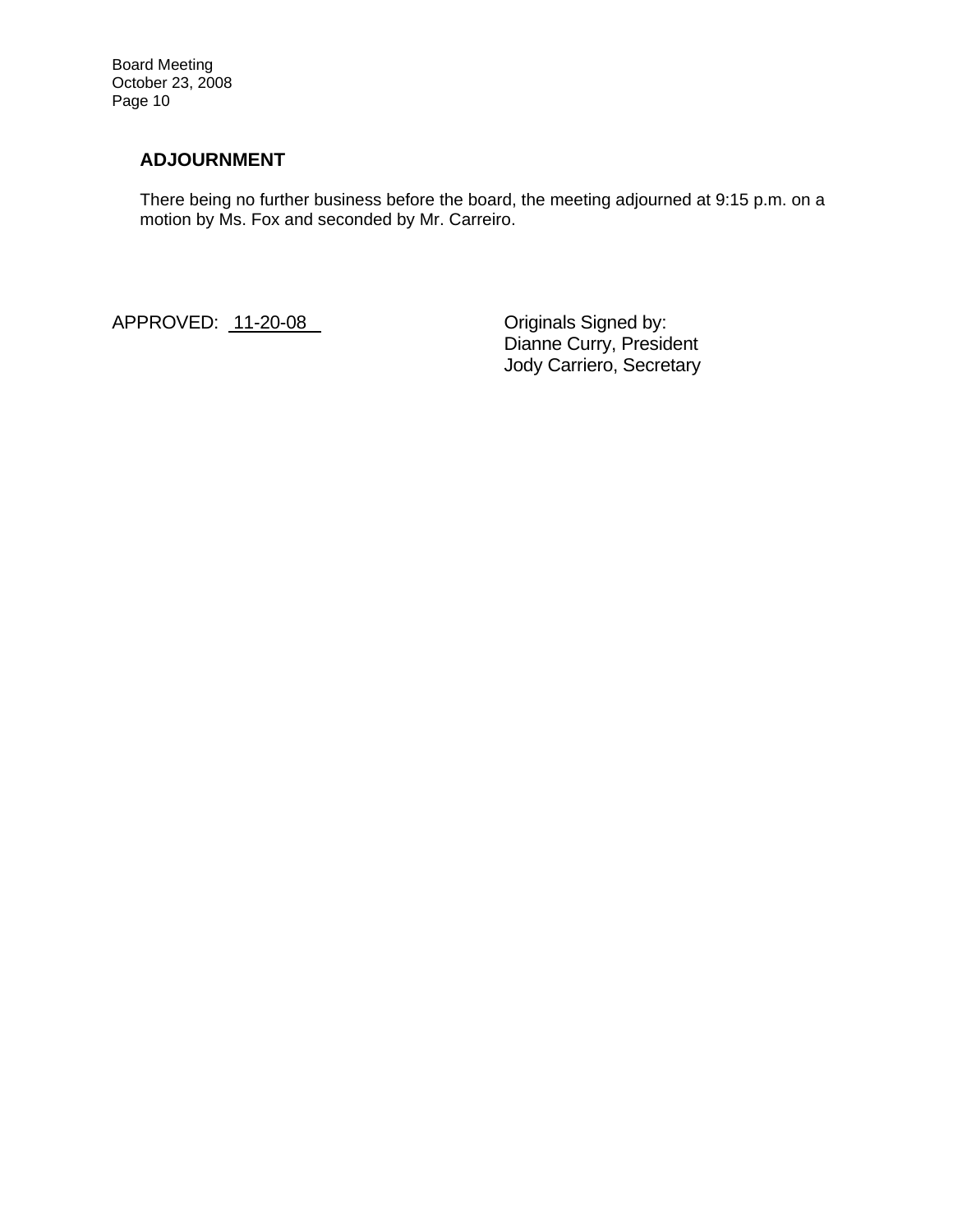## ADJOURNMENT

There being no further business before the board, the meeting adjourned at 9:15 p.m. on a motion by Ms. Fox and seconded by Mr. Carreiro.

APPROVED: 11-20-08

Originals Signed by:
Dianne Curry, President
Jody Carriero, Secretary